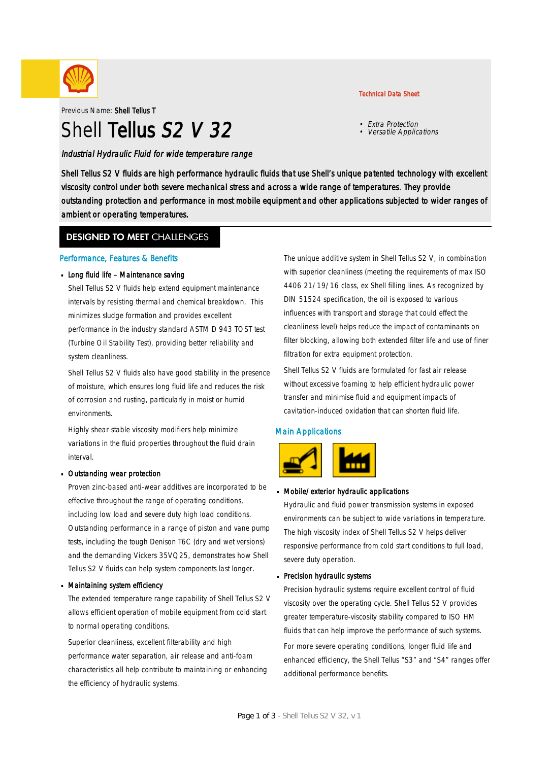Technical Data Sheet

Previous Name: **Shell Tellus T**

# Shell **Tellus** *S2 V 32*

- *Extra Protection*
- *Versatile Applications*

*Industrial Hydraulic Fluid for wide temperature range*

Shell Tellus S2 V fluids are high performance hydraulic fluids that use Shell's unique patented technology with excellent viscosity control under both severe mechanical stress and across a wide range of temperatures. They provide outstanding protection and performance in most mobile equipment and other applications subjected to wider ranges of ambient or operating temperatures.

## DESIGNED TO MEET CHALLENGES

### Performance, Features & Benefits

- **Long fluid life – Maintenance saving**

  Shell Tellus S2 V fluids help extend equipment maintenance intervals by resisting thermal and chemical breakdown. This minimizes sludge formation and provides excellent performance in the industry standard ASTM D 943 TOST test (Turbine Oil Stability Test), providing better reliability and system cleanliness.

  Shell Tellus S2 V fluids also have good stability in the presence of moisture, which ensures long fluid life and reduces the risk of corrosion and rusting, particularly in moist or humid environments.

  Highly shear stable viscosity modifiers help minimize variations in the fluid properties throughout the fluid drain interval.

- **Outstanding wear protection**

  Proven zinc-based anti-wear additives are incorporated to be effective throughout the range of operating conditions, including low load and severe duty high load conditions. Outstanding performance in a range of piston and vane pump tests, including the tough Denison T6C (dry and wet versions) and the demanding Vickers 35VQ25, demonstrates how Shell Tellus S2 V fluids can help system components last longer.

- **Maintaining system efficiency**

  The extended temperature range capability of Shell Tellus S2 V allows efficient operation of mobile equipment from cold start to normal operating conditions.

  Superior cleanliness, excellent filterability and high performance water separation, air release and anti-foam characteristics all help contribute to maintaining or enhancing the efficiency of hydraulic systems.

  The unique additive system in Shell Tellus S2 V, in combination with superior cleanliness (meeting the requirements of max ISO 4406 21/19/16 class, ex Shell filling lines. As recognized by DIN 51524 specification, the oil is exposed to various influences with transport and storage that could effect the cleanliness level) helps reduce the impact of contaminants on filter blocking, allowing both extended filter life and use of finer filtration for extra equipment protection.

  Shell Tellus S2 V fluids are formulated for fast air release without excessive foaming to help efficient hydraulic power transfer and minimise fluid and equipment impacts of cavitation-induced oxidation that can shorten fluid life.

### Main Applications

- **Mobile/exterior hydraulic applications**

  Hydraulic and fluid power transmission systems in exposed environments can be subject to wide variations in temperature. The high viscosity index of Shell Tellus S2 V helps deliver responsive performance from cold start conditions to full load, severe duty operation.

- **Precision hydraulic systems**

  Precision hydraulic systems require excellent control of fluid viscosity over the operating cycle. Shell Tellus S2 V provides greater temperature-viscosity stability compared to ISO HM fluids that can help improve the performance of such systems.

  For more severe operating conditions, longer fluid life and enhanced efficiency, the Shell Tellus "S3" and "S4" ranges offer additional performance benefits.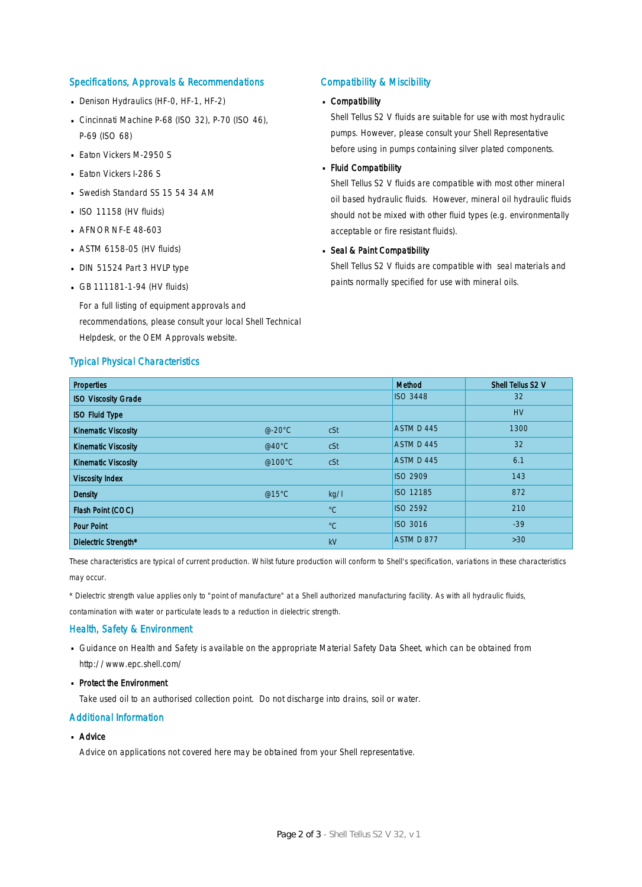## Specifications, Approvals & Recommendations

- Denison Hydraulics (HF-0, HF-1, HF-2)
- Cincinnati Machine P-68 (ISO 32), P-70 (ISO 46), P-69 (ISO 68)
- Eaton Vickers M-2950 S
- Eaton Vickers I-286 S
- Swedish Standard SS 15 54 34 AM
- ISO 11158 (HV fluids)
- AFNOR NF-E 48-603
- ASTM 6158-05 (HV fluids)
- DIN 51524 Part 3 HVLP type
- GB 111181-1-94 (HV fluids)

  For a full listing of equipment approvals and recommendations, please consult your local Shell Technical Helpdesk, or the OEM Approvals website.

## Compatibility & Miscibility

- **Compatibility**

  Shell Tellus S2 V fluids are suitable for use with most hydraulic pumps. However, please consult your Shell Representative before using in pumps containing silver plated components.

- **Fluid Compatibility**

  Shell Tellus S2 V fluids are compatible with most other mineral oil based hydraulic fluids. However, mineral oil hydraulic fluids should not be mixed with other fluid types (e.g. environmentally acceptable or fire resistant fluids).

- **Seal & Paint Compatibility**

  Shell Tellus S2 V fluids are compatible with seal materials and paints normally specified for use with mineral oils.

## Typical Physical Characteristics

| Properties | | | Method | Shell Tellus S2 V |
|---|---|---|---|---|
| ISO Viscosity Grade | | | ISO 3448 | 32 |
| ISO Fluid Type | | | | HV |
| Kinematic Viscosity | @-20°C | cSt | ASTM D 445 | 1300 |
| Kinematic Viscosity | @40°C | cSt | ASTM D 445 | 32 |
| Kinematic Viscosity | @100°C | cSt | ASTM D 445 | 6.1 |
| Viscosity Index | | | ISO 2909 | 143 |
| Density | @15°C | kg/l | ISO 12185 | 872 |
| Flash Point (COC) | | °C | ISO 2592 | 210 |
| Pour Point | | °C | ISO 3016 | -39 |
| Dielectric Strength* | | kV | ASTM D 877 | >30 |

These characteristics are typical of current production. Whilst future production will conform to Shell's specification, variations in these characteristics may occur.

* Dielectric strength value applies only to "point of manufacture" at a Shell authorized manufacturing facility. As with all hydraulic fluids, contamination with water or particulate leads to a reduction in dielectric strength.

## Health, Safety & Environment

- Guidance on Health and Safety is available on the appropriate Material Safety Data Sheet, which can be obtained from http://www.epc.shell.com/
- **Protect the Environment**

  Take used oil to an authorised collection point. Do not discharge into drains, soil or water.

## Additional Information

- **Advice**

  Advice on applications not covered here may be obtained from your Shell representative.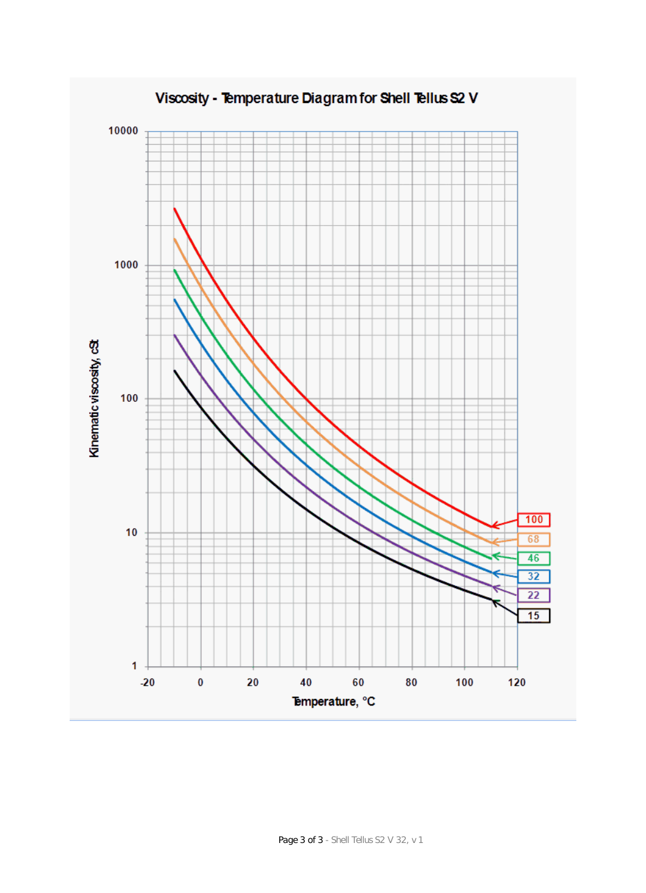Viscosity - Temperature Diagram for Shell Tellus S2 V

Kinematic viscosity, cSt

10000

1000

100

10

1

-20

0

20

40

60

80

100

120

Temperature, °C

100

68

46

32

22

15